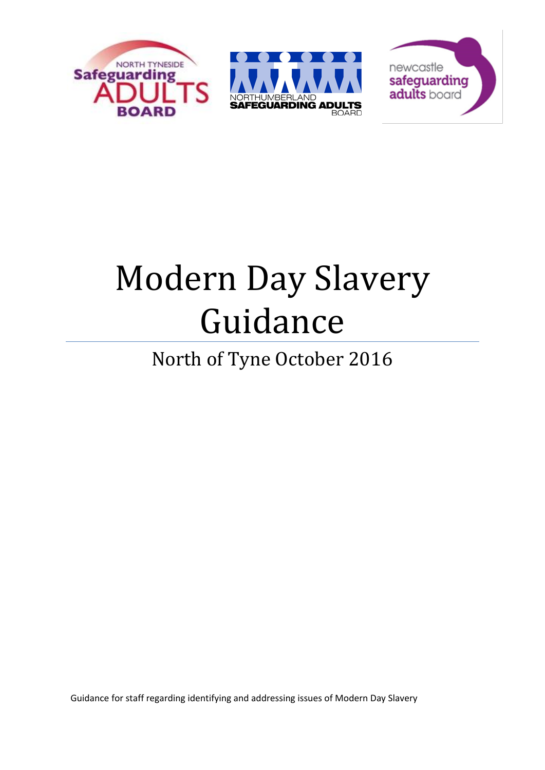# Modern Day Slavery Guidance

## North of Tyne October 2016

Guidance for staff regarding identifying and addressing issues of Modern Day Slavery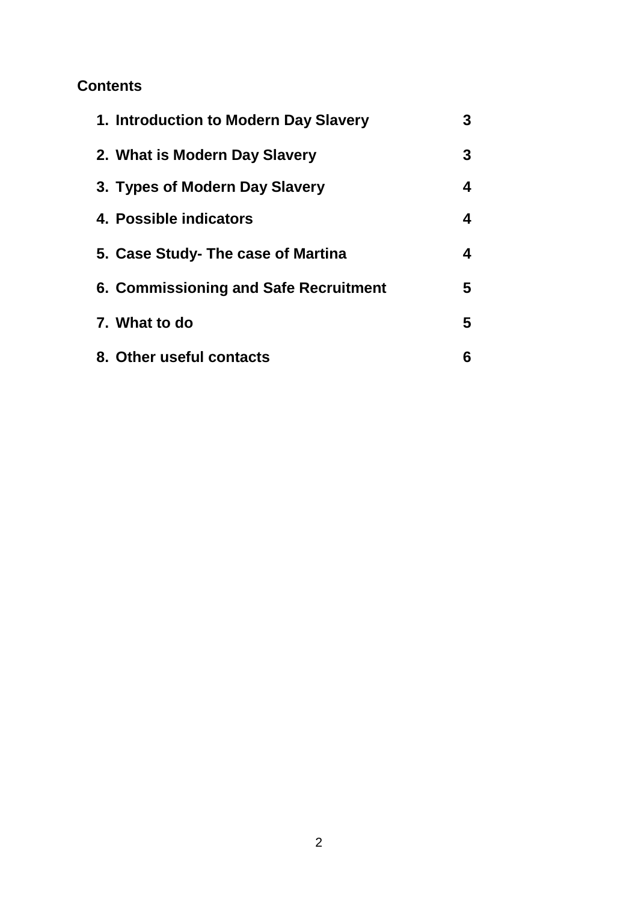**Contents**

| | |
|---|---|
| **1. Introduction to Modern Day Slavery** | **3** |
| **2. What is Modern Day Slavery** | **3** |
| **3. Types of Modern Day Slavery** | **4** |
| **4. Possible indicators** | **4** |
| **5. Case Study- The case of Martina** | **4** |
| **6. Commissioning and Safe Recruitment** | **5** |
| **7. What to do** | **5** |
| **8. Other useful contacts** | **6** |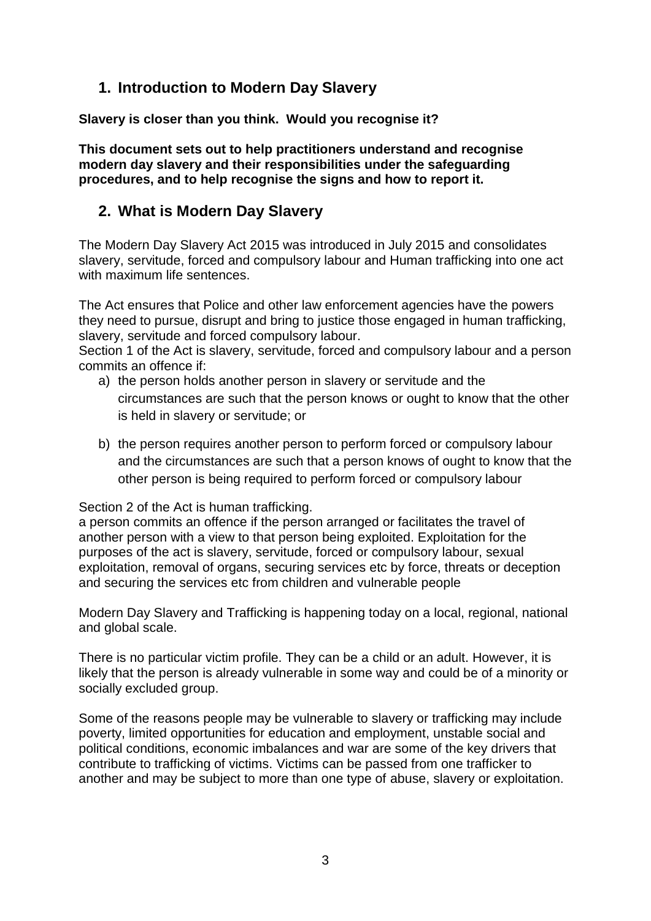## 1. Introduction to Modern Day Slavery

**Slavery is closer than you think. Would you recognise it?**

**This document sets out to help practitioners understand and recognise modern day slavery and their responsibilities under the safeguarding procedures, and to help recognise the signs and how to report it.**

## 2. What is Modern Day Slavery

The Modern Day Slavery Act 2015 was introduced in July 2015 and consolidates slavery, servitude, forced and compulsory labour and Human trafficking into one act with maximum life sentences.

The Act ensures that Police and other law enforcement agencies have the powers they need to pursue, disrupt and bring to justice those engaged in human trafficking, slavery, servitude and forced compulsory labour.
Section 1 of the Act is slavery, servitude, forced and compulsory labour and a person commits an offence if:

a) the person holds another person in slavery or servitude and the circumstances are such that the person knows or ought to know that the other is held in slavery or servitude; or

b) the person requires another person to perform forced or compulsory labour and the circumstances are such that a person knows of ought to know that the other person is being required to perform forced or compulsory labour

Section 2 of the Act is human trafficking.
a person commits an offence if the person arranged or facilitates the travel of another person with a view to that person being exploited. Exploitation for the purposes of the act is slavery, servitude, forced or compulsory labour, sexual exploitation, removal of organs, securing services etc by force, threats or deception and securing the services etc from children and vulnerable people

Modern Day Slavery and Trafficking is happening today on a local, regional, national and global scale.

There is no particular victim profile. They can be a child or an adult. However, it is likely that the person is already vulnerable in some way and could be of a minority or socially excluded group.

Some of the reasons people may be vulnerable to slavery or trafficking may include poverty, limited opportunities for education and employment, unstable social and political conditions, economic imbalances and war are some of the key drivers that contribute to trafficking of victims. Victims can be passed from one trafficker to another and may be subject to more than one type of abuse, slavery or exploitation.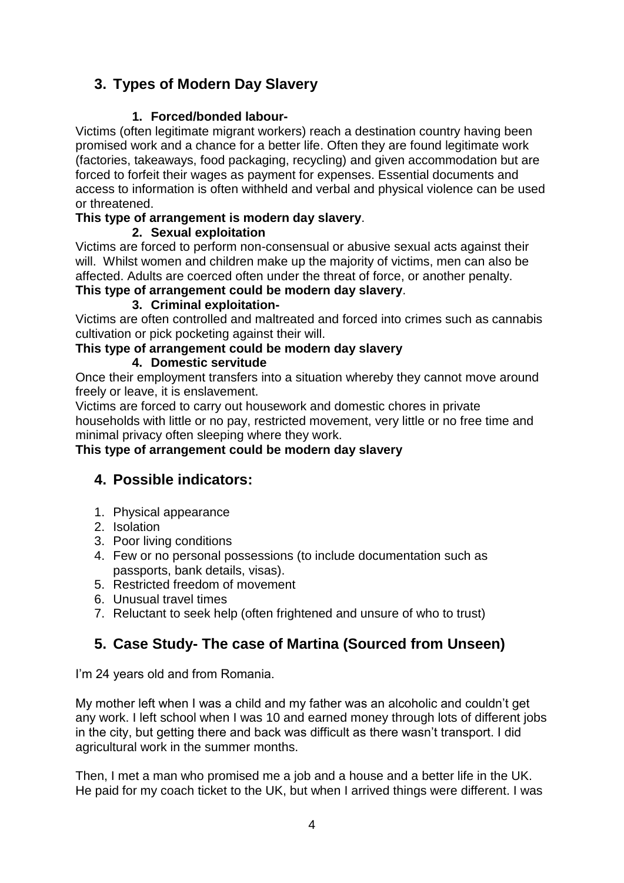## 3. Types of Modern Day Slavery

### 1. Forced/bonded labour-

Victims (often legitimate migrant workers) reach a destination country having been promised work and a chance for a better life. Often they are found legitimate work (factories, takeaways, food packaging, recycling) and given accommodation but are forced to forfeit their wages as payment for expenses. Essential documents and access to information is often withheld and verbal and physical violence can be used or threatened.

**This type of arrangement is modern day slavery**.

### 2. Sexual exploitation

Victims are forced to perform non-consensual or abusive sexual acts against their will. Whilst women and children make up the majority of victims, men can also be affected. Adults are coerced often under the threat of force, or another penalty.

**This type of arrangement could be modern day slavery**.

### 3. Criminal exploitation-

Victims are often controlled and maltreated and forced into crimes such as cannabis cultivation or pick pocketing against their will.

**This type of arrangement could be modern day slavery**

### 4. Domestic servitude

Once their employment transfers into a situation whereby they cannot move around freely or leave, it is enslavement.

Victims are forced to carry out housework and domestic chores in private households with little or no pay, restricted movement, very little or no free time and minimal privacy often sleeping where they work.

**This type of arrangement could be modern day slavery**

## 4. Possible indicators:

1. Physical appearance
2. Isolation
3. Poor living conditions
4. Few or no personal possessions (to include documentation such as passports, bank details, visas).
5. Restricted freedom of movement
6. Unusual travel times
7. Reluctant to seek help (often frightened and unsure of who to trust)

## 5. Case Study- The case of Martina (Sourced from Unseen)

I'm 24 years old and from Romania.

My mother left when I was a child and my father was an alcoholic and couldn't get any work. I left school when I was 10 and earned money through lots of different jobs in the city, but getting there and back was difficult as there wasn't transport. I did agricultural work in the summer months.

Then, I met a man who promised me a job and a house and a better life in the UK. He paid for my coach ticket to the UK, but when I arrived things were different. I was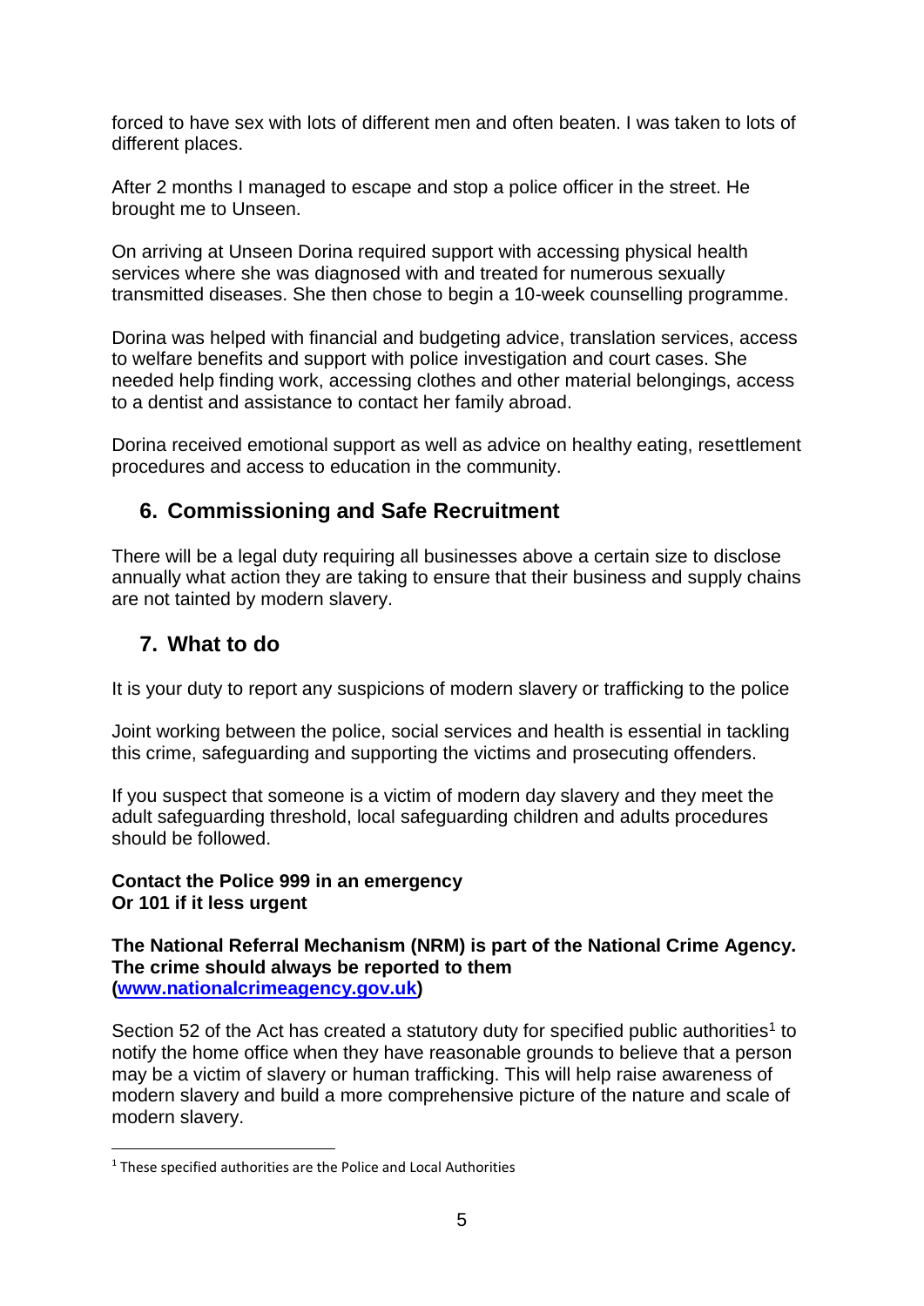forced to have sex with lots of different men and often beaten. I was taken to lots of different places.

After 2 months I managed to escape and stop a police officer in the street. He brought me to Unseen.

On arriving at Unseen Dorina required support with accessing physical health services where she was diagnosed with and treated for numerous sexually transmitted diseases. She then chose to begin a 10-week counselling programme.

Dorina was helped with financial and budgeting advice, translation services, access to welfare benefits and support with police investigation and court cases. She needed help finding work, accessing clothes and other material belongings, access to a dentist and assistance to contact her family abroad.

Dorina received emotional support as well as advice on healthy eating, resettlement procedures and access to education in the community.

## 6. Commissioning and Safe Recruitment

There will be a legal duty requiring all businesses above a certain size to disclose annually what action they are taking to ensure that their business and supply chains are not tainted by modern slavery.

## 7. What to do

It is your duty to report any suspicions of modern slavery or trafficking to the police

Joint working between the police, social services and health is essential in tackling this crime, safeguarding and supporting the victims and prosecuting offenders.

If you suspect that someone is a victim of modern day slavery and they meet the adult safeguarding threshold, local safeguarding children and adults procedures should be followed.

**Contact the Police 999 in an emergency**
**Or 101 if it less urgent**

**The National Referral Mechanism (NRM) is part of the National Crime Agency. The crime should always be reported to them (www.nationalcrimeagency.gov.uk)**

Section 52 of the Act has created a statutory duty for specified public authorities[1] to notify the home office when they have reasonable grounds to believe that a person may be a victim of slavery or human trafficking. This will help raise awareness of modern slavery and build a more comprehensive picture of the nature and scale of modern slavery.

[1] These specified authorities are the Police and Local Authorities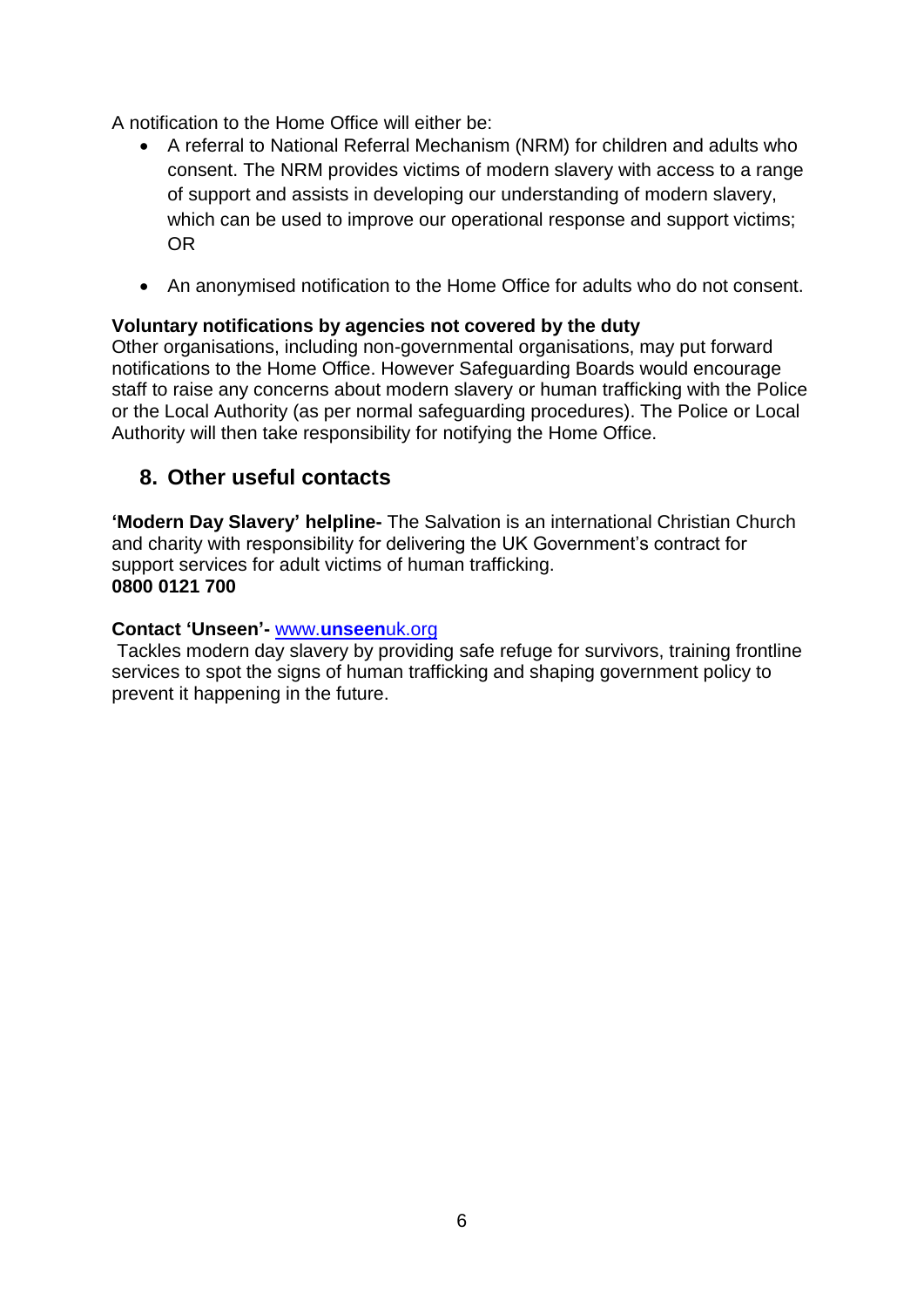A notification to the Home Office will either be:

- A referral to National Referral Mechanism (NRM) for children and adults who consent. The NRM provides victims of modern slavery with access to a range of support and assists in developing our understanding of modern slavery, which can be used to improve our operational response and support victims; OR
- An anonymised notification to the Home Office for adults who do not consent.

**Voluntary notifications by agencies not covered by the duty**

Other organisations, including non-governmental organisations, may put forward notifications to the Home Office. However Safeguarding Boards would encourage staff to raise any concerns about modern slavery or human trafficking with the Police or the Local Authority (as per normal safeguarding procedures). The Police or Local Authority will then take responsibility for notifying the Home Office.

## 8. Other useful contacts

**'Modern Day Slavery' helpline-** The Salvation is an international Christian Church and charity with responsibility for delivering the UK Government's contract for support services for adult victims of human trafficking.
**0800 0121 700**

**Contact 'Unseen'-** www.**unseen**uk.org

Tackles modern day slavery by providing safe refuge for survivors, training frontline services to spot the signs of human trafficking and shaping government policy to prevent it happening in the future.